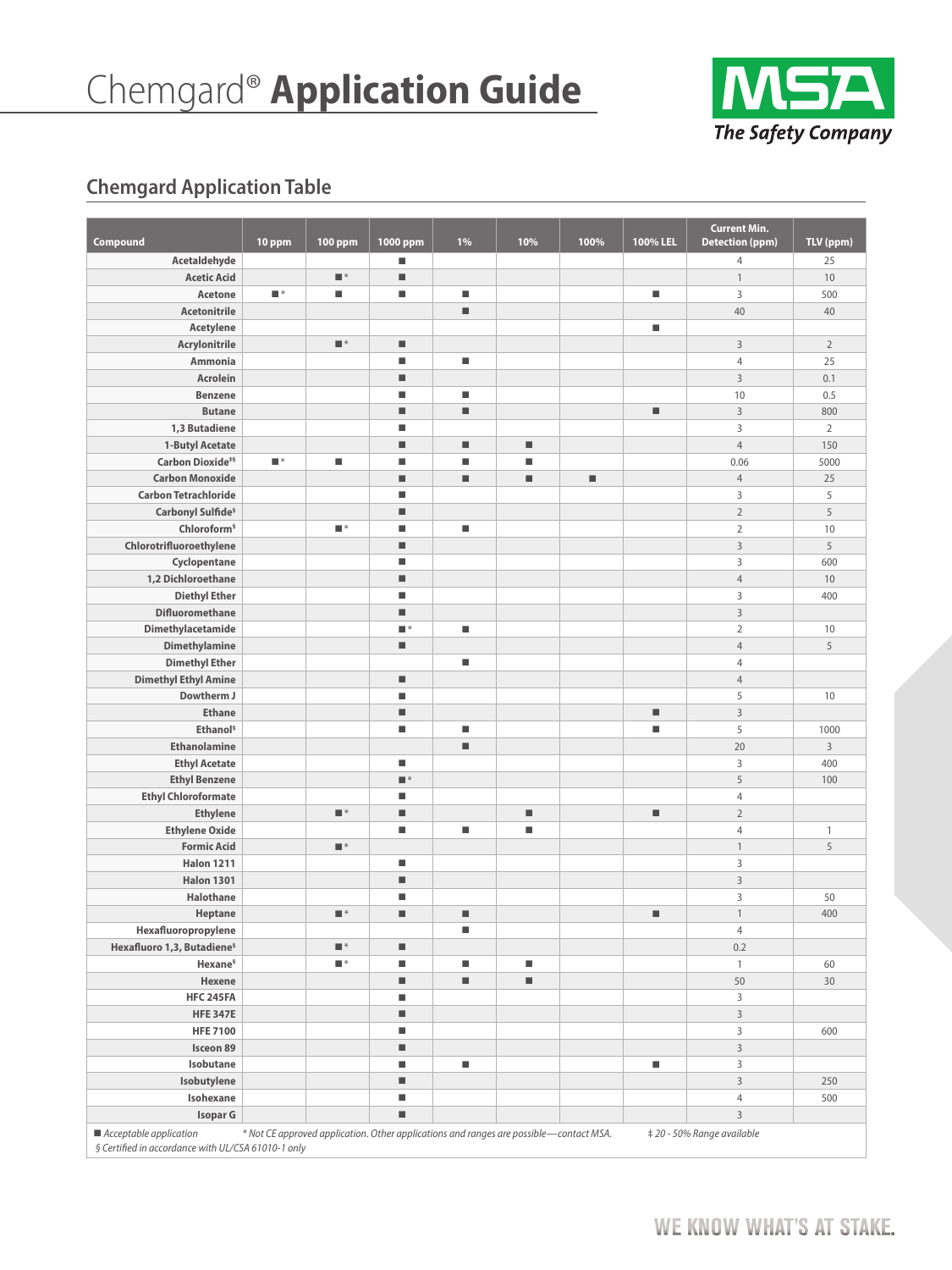# Chemgard® **Application Guide**

## Chemgard Application Table

| Compound | 10 ppm | 100 ppm | 1000 ppm | 1% | 10% | 100% | 100% LEL | Current Min. Detection (ppm) | TLV (ppm) |
|---|---|---|---|---|---|---|---|---|---|
| Acetaldehyde | | | ■ | | | | | 4 | 25 |
| Acetic Acid | | ■* | ■ | | | | | 1 | 10 |
| Acetone | ■* | ■ | ■ | ■ | | | ■ | 3 | 500 |
| Acetonitrile | | | | ■ | | | | 40 | 40 |
| Acetylene | | | | | | | ■ | | |
| Acrylonitrile | | ■* | ■ | | | | | 3 | 2 |
| Ammonia | | | ■ | ■ | | | | 4 | 25 |
| Acrolein | | | ■ | | | | | 3 | 0.1 |
| Benzene | | | ■ | ■ | | | | 10 | 0.5 |
| Butane | | | ■ | ■ | | | ■ | 3 | 800 |
| 1,3 Butadiene | | | ■ | | | | | 3 | 2 |
| 1-Butyl Acetate | | | ■ | ■ | ■ | | | 4 | 150 |
| Carbon Dioxide‡§ | ■* | ■ | ■ | ■ | ■ | | | 0.06 | 5000 |
| Carbon Monoxide | | | ■ | ■ | ■ | ■ | | 4 | 25 |
| Carbon Tetrachloride | | | ■ | | | | | 3 | 5 |
| Carbonyl Sulfide§ | | | ■ | | | | | 2 | 5 |
| Chloroform§ | | ■* | ■ | ■ | | | | 2 | 10 |
| Chlorotrifluoroethylene | | | ■ | | | | | 3 | 5 |
| Cyclopentane | | | ■ | | | | | 3 | 600 |
| 1,2 Dichloroethane | | | ■ | | | | | 4 | 10 |
| Diethyl Ether | | | ■ | | | | | 3 | 400 |
| Difluoromethane | | | ■ | | | | | 3 | |
| Dimethylacetamide | | | ■* | ■ | | | | 2 | 10 |
| Dimethylamine | | | ■ | | | | | 4 | 5 |
| Dimethyl Ether | | | | ■ | | | | 4 | |
| Dimethyl Ethyl Amine | | | ■ | | | | | 4 | |
| Dowtherm J | | | ■ | | | | | 5 | 10 |
| Ethane | | | ■ | | | | ■ | 3 | |
| Ethanol§ | | | ■ | ■ | | | ■ | 5 | 1000 |
| Ethanolamine | | | | ■ | | | | 20 | 3 |
| Ethyl Acetate | | | ■ | | | | | 3 | 400 |
| Ethyl Benzene | | | ■* | | | | | 5 | 100 |
| Ethyl Chloroformate | | | ■ | | | | | 4 | |
| Ethylene | | ■* | ■ | | ■ | | ■ | 2 | |
| Ethylene Oxide | | | ■ | ■ | ■ | | | 4 | 1 |
| Formic Acid | | ■* | | | | | | 1 | 5 |
| Halon 1211 | | | ■ | | | | | 3 | |
| Halon 1301 | | | ■ | | | | | 3 | |
| Halothane | | | ■ | | | | | 3 | 50 |
| Heptane | | ■* | ■ | ■ | | | ■ | 1 | 400 |
| Hexafluoropropylene | | | | ■ | | | | 4 | |
| Hexafluoro 1,3, Butadiene§ | | ■* | ■ | | | | | 0.2 | |
| Hexane§ | | ■* | ■ | ■ | ■ | | | 1 | 60 |
| Hexene | | | ■ | ■ | ■ | | | 50 | 30 |
| HFC 245FA | | | ■ | | | | | 3 | |
| HFE 347E | | | ■ | | | | | 3 | |
| HFE 7100 | | | ■ | | | | | 3 | 600 |
| Isceon 89 | | | ■ | | | | | 3 | |
| Isobutane | | | ■ | ■ | | | ■ | 3 | |
| Isobutylene | | | ■ | | | | | 3 | 250 |
| Isohexane | | | ■ | | | | | 4 | 500 |
| Isopar G | | | ■ | | | | | 3 | |

■ *Acceptable application* &nbsp;&nbsp; *\* Not CE approved application. Other applications and ranges are possible—contact MSA.* &nbsp;&nbsp; *‡ 20 - 50% Range available*

*§ Certified in accordance with UL/CSA 61010-1 only*

WE KNOW WHAT'S AT STAKE.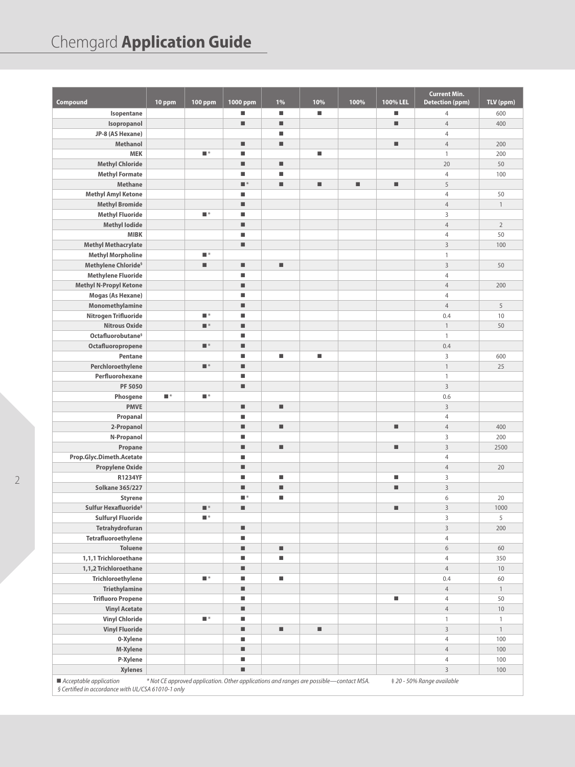# Chemgard **Application Guide**

| Compound | 10 ppm | 100 ppm | 1000 ppm | 1% | 10% | 100% | 100% LEL | Current Min. Detection (ppm) | TLV (ppm) |
|---|---|---|---|---|---|---|---|---|---|
| Isopentane | | | ■ | ■ | ■ | | ■ | 4 | 600 |
| Isopropanol | | | ■ | ■ | | | ■ | 4 | 400 |
| JP-8 (AS Hexane) | | | | ■ | | | | 4 | |
| Methanol | | | ■ | ■ | | | ■ | 4 | 200 |
| MEK | | ■* | ■ | | ■ | | | 1 | 200 |
| Methyl Chloride | | | ■ | ■ | | | | 20 | 50 |
| Methyl Formate | | | ■ | ■ | | | | 4 | 100 |
| Methane | | | ■* | ■ | ■ | ■ | ■ | 5 | |
| Methyl Amyl Ketone | | | ■ | | | | | 4 | 50 |
| Methyl Bromide | | | ■ | | | | | 4 | 1 |
| Methyl Fluoride | | ■* | ■ | | | | | 3 | |
| Methyl Iodide | | | ■ | | | | | 4 | 2 |
| MIBK | | | ■ | | | | | 4 | 50 |
| Methyl Methacrylate | | | ■ | | | | | 3 | 100 |
| Methyl Morpholine | | ■* | | | | | | 1 | |
| Methylene Chloride§ | | ■ | ■ | ■ | | | | 3 | 50 |
| Methylene Fluoride | | | ■ | | | | | 4 | |
| Methyl N-Propyl Ketone | | | ■ | | | | | 4 | 200 |
| Mogas (As Hexane) | | | ■ | | | | | 4 | |
| Monomethylamine | | | ■ | | | | | 4 | 5 |
| Nitrogen Trifluoride | | ■* | ■ | | | | | 0.4 | 10 |
| Nitrous Oxide | | ■* | ■ | | | | | 1 | 50 |
| Octafluorobutane§ | | | ■ | | | | | 1 | |
| Octafluoropropene | | ■* | ■ | | | | | 0.4 | |
| Pentane | | | ■ | ■ | ■ | | | 3 | 600 |
| Perchloroethylene | | ■* | ■ | | | | | 1 | 25 |
| Perfluorohexane | | | ■ | | | | | 1 | |
| PF 5050 | | | ■ | | | | | 3 | |
| Phosgene | ■* | ■* | | | | | | 0.6 | |
| PMVE | | | ■ | ■ | | | | 3 | |
| Propanal | | | ■ | | | | | 4 | |
| 2-Propanol | | | ■ | ■ | | | ■ | 4 | 400 |
| N-Propanol | | | ■ | | | | | 3 | 200 |
| Propane | | | ■ | ■ | | | ■ | 3 | 2500 |
| Prop.Glyc.Dimeth.Acetate | | | ■ | | | | | 4 | |
| Propylene Oxide | | | ■ | | | | | 4 | 20 |
| R1234YF | | | ■ | ■ | | | ■ | 3 | |
| Solkane 365/227 | | | ■ | ■ | | | ■ | 3 | |
| Styrene | | | ■* | ■ | | | | 6 | 20 |
| Sulfur Hexafluoride§ | | ■* | ■ | | | | ■ | 3 | 1000 |
| Sulfuryl Fluoride | | ■* | | | | | | 3 | 5 |
| Tetrahydrofuran | | | ■ | | | | | 3 | 200 |
| Tetrafluoroethylene | | | ■ | | | | | 4 | |
| Toluene | | | ■ | ■ | | | | 6 | 60 |
| 1,1,1 Trichloroethane | | | ■ | ■ | | | | 4 | 350 |
| 1,1,2 Trichloroethane | | | ■ | | | | | 4 | 10 |
| Trichloroethylene | | ■* | ■ | ■ | | | | 0.4 | 60 |
| Triethylamine | | | ■ | | | | | 4 | 1 |
| Trifluoro Propene | | | ■ | | | | ■ | 4 | 50 |
| Vinyl Acetate | | | ■ | | | | | 4 | 10 |
| Vinyl Chloride | | ■* | ■ | | | | | 1 | 1 |
| Vinyl Fluoride | | | ■ | ■ | ■ | | | 3 | 1 |
| 0-Xylene | | | ■ | | | | | 4 | 100 |
| M-Xylene | | | ■ | | | | | 4 | 100 |
| P-Xylene | | | ■ | | | | | 4 | 100 |
| Xylenes | | | ■ | | | | | 3 | 100 |

■ *Acceptable application* &nbsp;&nbsp; * *Not CE approved application. Other applications and ranges are possible—contact MSA.* &nbsp;&nbsp; ‡ *20 - 50% Range available*

§ *Certified in accordance with UL/CSA 61010-1 only*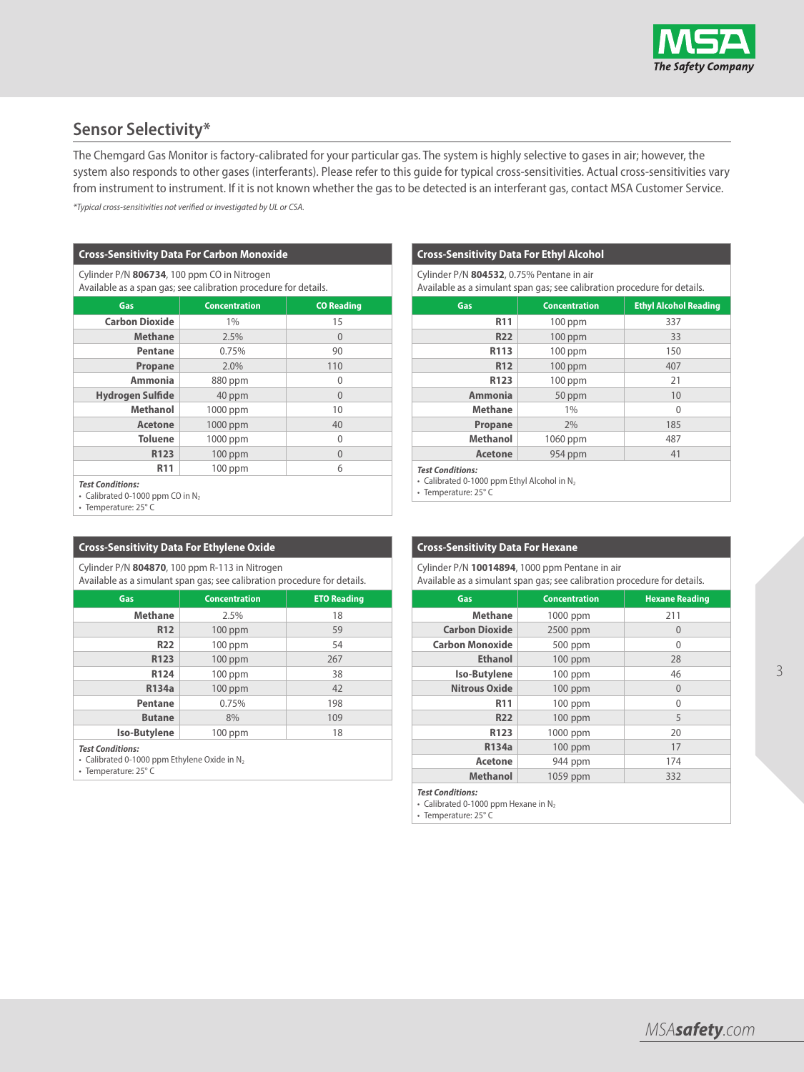## Sensor Selectivity*

The Chemgard Gas Monitor is factory-calibrated for your particular gas. The system is highly selective to gases in air; however, the system also responds to other gases (interferants). Please refer to this guide for typical cross-sensitivities. Actual cross-sensitivities vary from instrument to instrument. If it is not known whether the gas to be detected is an interferant gas, contact MSA Customer Service.

*\*Typical cross-sensitivities not verified or investigated by UL or CSA.*

### Cross-Sensitivity Data For Carbon Monoxide

Cylinder P/N **806734**, 100 ppm CO in Nitrogen
Available as a span gas; see calibration procedure for details.

| Gas | Concentration | CO Reading |
|---|---|---|
| **Carbon Dioxide** | 1% | 15 |
| **Methane** | 2.5% | 0 |
| **Pentane** | 0.75% | 90 |
| **Propane** | 2.0% | 110 |
| **Ammonia** | 880 ppm | 0 |
| **Hydrogen Sulfide** | 40 ppm | 0 |
| **Methanol** | 1000 ppm | 10 |
| **Acetone** | 1000 ppm | 40 |
| **Toluene** | 1000 ppm | 0 |
| **R123** | 100 ppm | 0 |
| **R11** | 100 ppm | 6 |

***Test Conditions:***
- Calibrated 0-1000 ppm CO in $N_2$
- Temperature: 25° C

### Cross-Sensitivity Data For Ethyl Alcohol

Cylinder P/N **804532**, 0.75% Pentane in air
Available as a simulant span gas; see calibration procedure for details.

| Gas | Concentration | Ethyl Alcohol Reading |
|---|---|---|
| **R11** | 100 ppm | 337 |
| **R22** | 100 ppm | 33 |
| **R113** | 100 ppm | 150 |
| **R12** | 100 ppm | 407 |
| **R123** | 100 ppm | 21 |
| **Ammonia** | 50 ppm | 10 |
| **Methane** | 1% | 0 |
| **Propane** | 2% | 185 |
| **Methanol** | 1060 ppm | 487 |
| **Acetone** | 954 ppm | 41 |

***Test Conditions:***
- Calibrated 0-1000 ppm Ethyl Alcohol in $N_2$
- Temperature: 25° C

### Cross-Sensitivity Data For Ethylene Oxide

Cylinder P/N **804870**, 100 ppm R-113 in Nitrogen
Available as a simulant span gas; see calibration procedure for details.

| Gas | Concentration | ETO Reading |
|---|---|---|
| **Methane** | 2.5% | 18 |
| **R12** | 100 ppm | 59 |
| **R22** | 100 ppm | 54 |
| **R123** | 100 ppm | 267 |
| **R124** | 100 ppm | 38 |
| **R134a** | 100 ppm | 42 |
| **Pentane** | 0.75% | 198 |
| **Butane** | 8% | 109 |
| **Iso-Butylene** | 100 ppm | 18 |

***Test Conditions:***
- Calibrated 0-1000 ppm Ethylene Oxide in $N_2$
- Temperature: 25° C

### Cross-Sensitivity Data For Hexane

Cylinder P/N **10014894**, 1000 ppm Pentane in air
Available as a simulant span gas; see calibration procedure for details.

| Gas | Concentration | Hexane Reading |
|---|---|---|
| **Methane** | 1000 ppm | 211 |
| **Carbon Dioxide** | 2500 ppm | 0 |
| **Carbon Monoxide** | 500 ppm | 0 |
| **Ethanol** | 100 ppm | 28 |
| **Iso-Butylene** | 100 ppm | 46 |
| **Nitrous Oxide** | 100 ppm | 0 |
| **R11** | 100 ppm | 0 |
| **R22** | 100 ppm | 5 |
| **R123** | 1000 ppm | 20 |
| **R134a** | 100 ppm | 17 |
| **Acetone** | 944 ppm | 174 |
| **Methanol** | 1059 ppm | 332 |

***Test Conditions:***
- Calibrated 0-1000 ppm Hexane in $N_2$
- Temperature: 25° C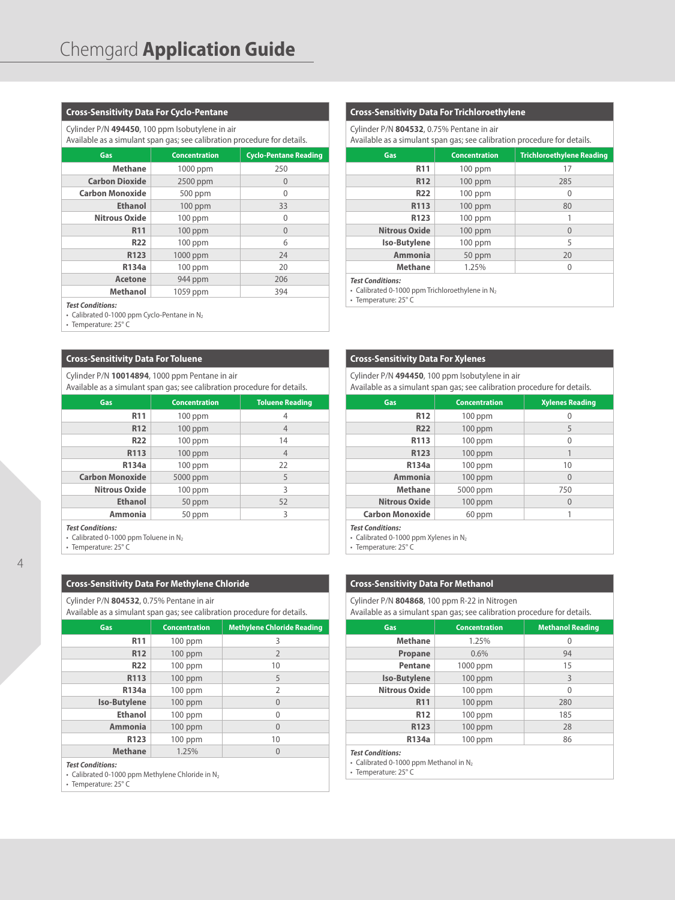# Chemgard **Application Guide**

## Cross-Sensitivity Data For Cyclo-Pentane

Cylinder P/N **494450**, 100 ppm Isobutylene in air
Available as a simulant span gas; see calibration procedure for details.

| Gas | Concentration | Cyclo-Pentane Reading |
|---|---|---|
| **Methane** | 1000 ppm | 250 |
| **Carbon Dioxide** | 2500 ppm | 0 |
| **Carbon Monoxide** | 500 ppm | 0 |
| **Ethanol** | 100 ppm | 33 |
| **Nitrous Oxide** | 100 ppm | 0 |
| **R11** | 100 ppm | 0 |
| **R22** | 100 ppm | 6 |
| **R123** | 1000 ppm | 24 |
| **R134a** | 100 ppm | 20 |
| **Acetone** | 944 ppm | 206 |
| **Methanol** | 1059 ppm | 394 |

***Test Conditions:***
- Calibrated 0-1000 ppm Cyclo-Pentane in $N_2$
- Temperature: 25° C

## Cross-Sensitivity Data For Trichloroethylene

Cylinder P/N **804532**, 0.75% Pentane in air
Available as a simulant span gas; see calibration procedure for details.

| Gas | Concentration | Trichloroethylene Reading |
|---|---|---|
| **R11** | 100 ppm | 17 |
| **R12** | 100 ppm | 285 |
| **R22** | 100 ppm | 0 |
| **R113** | 100 ppm | 80 |
| **R123** | 100 ppm | 1 |
| **Nitrous Oxide** | 100 ppm | 0 |
| **Iso-Butylene** | 100 ppm | 5 |
| **Ammonia** | 50 ppm | 20 |
| **Methane** | 1.25% | 0 |

***Test Conditions:***
- Calibrated 0-1000 ppm Trichloroethylene in $N_2$
- Temperature: 25° C

## Cross-Sensitivity Data For Toluene

Cylinder P/N **10014894**, 1000 ppm Pentane in air
Available as a simulant span gas; see calibration procedure for details.

| Gas | Concentration | Toluene Reading |
|---|---|---|
| **R11** | 100 ppm | 4 |
| **R12** | 100 ppm | 4 |
| **R22** | 100 ppm | 14 |
| **R113** | 100 ppm | 4 |
| **R134a** | 100 ppm | 22 |
| **Carbon Monoxide** | 5000 ppm | 5 |
| **Nitrous Oxide** | 100 ppm | 3 |
| **Ethanol** | 50 ppm | 52 |
| **Ammonia** | 50 ppm | 3 |

***Test Conditions:***
- Calibrated 0-1000 ppm Toluene in $N_2$
- Temperature: 25° C

## Cross-Sensitivity Data For Xylenes

Cylinder P/N **494450**, 100 ppm Isobutylene in air
Available as a simulant span gas; see calibration procedure for details.

| Gas | Concentration | Xylenes Reading |
|---|---|---|
| **R12** | 100 ppm | 0 |
| **R22** | 100 ppm | 5 |
| **R113** | 100 ppm | 0 |
| **R123** | 100 ppm | 1 |
| **R134a** | 100 ppm | 10 |
| **Ammonia** | 100 ppm | 0 |
| **Methane** | 5000 ppm | 750 |
| **Nitrous Oxide** | 100 ppm | 0 |
| **Carbon Monoxide** | 60 ppm | 1 |

***Test Conditions:***
- Calibrated 0-1000 ppm Xylenes in $N_2$
- Temperature: 25° C

## Cross-Sensitivity Data For Methylene Chloride

Cylinder P/N **804532**, 0.75% Pentane in air
Available as a simulant span gas; see calibration procedure for details.

| Gas | Concentration | Methylene Chloride Reading |
|---|---|---|
| **R11** | 100 ppm | 3 |
| **R12** | 100 ppm | 2 |
| **R22** | 100 ppm | 10 |
| **R113** | 100 ppm | 5 |
| **R134a** | 100 ppm | 2 |
| **Iso-Butylene** | 100 ppm | 0 |
| **Ethanol** | 100 ppm | 0 |
| **Ammonia** | 100 ppm | 0 |
| **R123** | 100 ppm | 10 |
| **Methane** | 1.25% | 0 |

***Test Conditions:***
- Calibrated 0-1000 ppm Methylene Chloride in $N_2$
- Temperature: 25° C

## Cross-Sensitivity Data For Methanol

Cylinder P/N **804868**, 100 ppm R-22 in Nitrogen
Available as a simulant span gas; see calibration procedure for details.

| Gas | Concentration | Methanol Reading |
|---|---|---|
| **Methane** | 1.25% | 0 |
| **Propane** | 0.6% | 94 |
| **Pentane** | 1000 ppm | 15 |
| **Iso-Butylene** | 100 ppm | 3 |
| **Nitrous Oxide** | 100 ppm | 0 |
| **R11** | 100 ppm | 280 |
| **R12** | 100 ppm | 185 |
| **R123** | 100 ppm | 28 |
| **R134a** | 100 ppm | 86 |

***Test Conditions:***
- Calibrated 0-1000 ppm Methanol in $N_2$
- Temperature: 25° C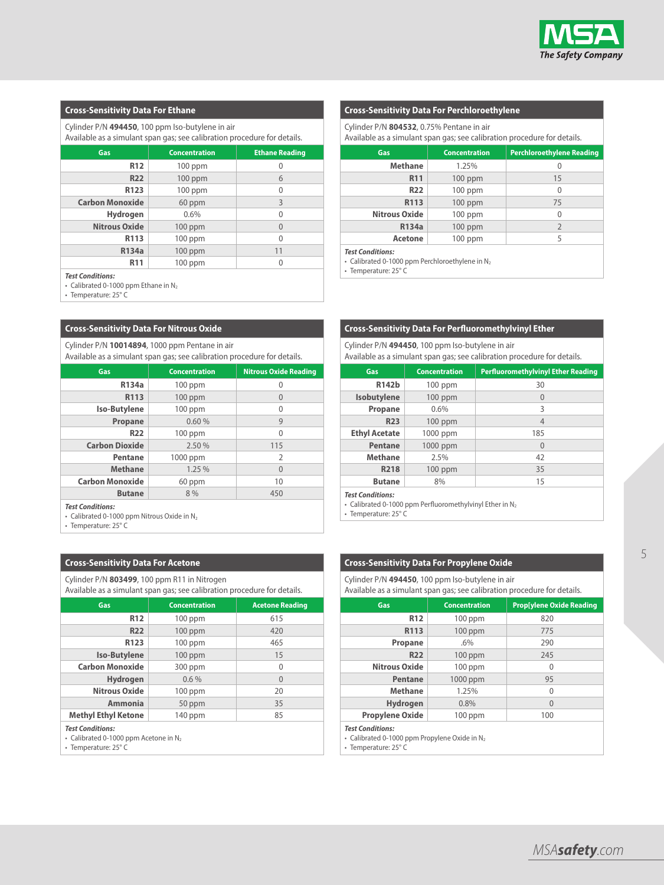## Cross-Sensitivity Data For Ethane

Cylinder P/N **494450**, 100 ppm Iso-butylene in air
Available as a simulant span gas; see calibration procedure for details.

| Gas | Concentration | Ethane Reading |
|---|---|---|
| R12 | 100 ppm | 0 |
| R22 | 100 ppm | 6 |
| R123 | 100 ppm | 0 |
| Carbon Monoxide | 60 ppm | 3 |
| Hydrogen | 0.6% | 0 |
| Nitrous Oxide | 100 ppm | 0 |
| R113 | 100 ppm | 0 |
| R134a | 100 ppm | 11 |
| R11 | 100 ppm | 0 |

***Test Conditions:***
- Calibrated 0-1000 ppm Ethane in $N_2$
- Temperature: 25° C

## Cross-Sensitivity Data For Perchloroethylene

Cylinder P/N **804532**, 0.75% Pentane in air
Available as a simulant span gas; see calibration procedure for details.

| Gas | Concentration | Perchloroethylene Reading |
|---|---|---|
| Methane | 1.25% | 0 |
| R11 | 100 ppm | 15 |
| R22 | 100 ppm | 0 |
| R113 | 100 ppm | 75 |
| Nitrous Oxide | 100 ppm | 0 |
| R134a | 100 ppm | 2 |
| Acetone | 100 ppm | 5 |

***Test Conditions:***
- Calibrated 0-1000 ppm Perchloroethylene in $N_2$
- Temperature: 25° C

## Cross-Sensitivity Data For Nitrous Oxide

Cylinder P/N **10014894**, 1000 ppm Pentane in air
Available as a simulant span gas; see calibration procedure for details.

| Gas | Concentration | Nitrous Oxide Reading |
|---|---|---|
| R134a | 100 ppm | 0 |
| R113 | 100 ppm | 0 |
| Iso-Butylene | 100 ppm | 0 |
| Propane | 0.60 % | 9 |
| R22 | 100 ppm | 0 |
| Carbon Dioxide | 2.50 % | 115 |
| Pentane | 1000 ppm | 2 |
| Methane | 1.25 % | 0 |
| Carbon Monoxide | 60 ppm | 10 |
| Butane | 8 % | 450 |

***Test Conditions:***
- Calibrated 0-1000 ppm Nitrous Oxide in $N_2$
- Temperature: 25° C

## Cross-Sensitivity Data For Perfluoromethylvinyl Ether

Cylinder P/N **494450**, 100 ppm Iso-butylene in air
Available as a simulant span gas; see calibration procedure for details.

| Gas | Concentration | Perfluoromethylvinyl Ether Reading |
|---|---|---|
| R142b | 100 ppm | 30 |
| Isobutylene | 100 ppm | 0 |
| Propane | 0.6% | 3 |
| R23 | 100 ppm | 4 |
| Ethyl Acetate | 1000 ppm | 185 |
| Pentane | 1000 ppm | 0 |
| Methane | 2.5% | 42 |
| R218 | 100 ppm | 35 |
| Butane | 8% | 15 |

***Test Conditions:***
- Calibrated 0-1000 ppm Perfluoromethylvinyl Ether in $N_2$
- Temperature: 25° C

## Cross-Sensitivity Data For Acetone

Cylinder P/N **803499**, 100 ppm R11 in Nitrogen
Available as a simulant span gas; see calibration procedure for details.

| Gas | Concentration | Acetone Reading |
|---|---|---|
| R12 | 100 ppm | 615 |
| R22 | 100 ppm | 420 |
| R123 | 100 ppm | 465 |
| Iso-Butylene | 100 ppm | 15 |
| Carbon Monoxide | 300 ppm | 0 |
| Hydrogen | 0.6 % | 0 |
| Nitrous Oxide | 100 ppm | 20 |
| Ammonia | 50 ppm | 35 |
| Methyl Ethyl Ketone | 140 ppm | 85 |

***Test Conditions:***
- Calibrated 0-1000 ppm Acetone in $N_2$
- Temperature: 25° C

## Cross-Sensitivity Data For Propylene Oxide

Cylinder P/N **494450**, 100 ppm Iso-butylene in air
Available as a simulant span gas; see calibration procedure for details.

| Gas | Concentration | Prop[ylene Oxide Reading |
|---|---|---|
| R12 | 100 ppm | 820 |
| R113 | 100 ppm | 775 |
| Propane | .6% | 290 |
| R22 | 100 ppm | 245 |
| Nitrous Oxide | 100 ppm | 0 |
| Pentane | 1000 ppm | 95 |
| Methane | 1.25% | 0 |
| Hydrogen | 0.8% | 0 |
| Propylene Oxide | 100 ppm | 100 |

***Test Conditions:***
- Calibrated 0-1000 ppm Propylene Oxide in $N_2$
- Temperature: 25° C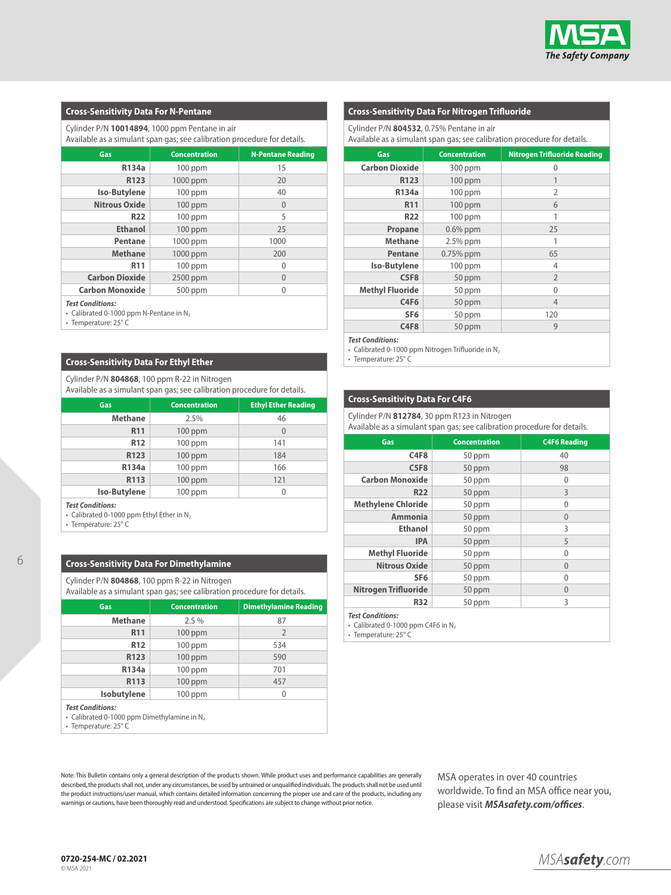## Cross-Sensitivity Data For N-Pentane

Cylinder P/N **10014894**, 1000 ppm Pentane in air
Available as a simulant span gas; see calibration procedure for details.

| Gas | Concentration | N-Pentane Reading |
|---|---|---|
| R134a | 100 ppm | 15 |
| R123 | 1000 ppm | 20 |
| Iso-Butylene | 100 ppm | 40 |
| Nitrous Oxide | 100 ppm | 0 |
| R22 | 100 ppm | 5 |
| Ethanol | 100 ppm | 25 |
| Pentane | 1000 ppm | 1000 |
| Methane | 1000 ppm | 200 |
| R11 | 100 ppm | 0 |
| Carbon Dioxide | 2500 ppm | 0 |
| Carbon Monoxide | 500 ppm | 0 |

***Test Conditions:***

- Calibrated 0-1000 ppm N-Pentane in $N_2$
- Temperature: 25° C

## Cross-Sensitivity Data For Ethyl Ether

Cylinder P/N **804868**, 100 ppm R-22 in Nitrogen
Available as a simulant span gas; see calibration procedure for details.

| Gas | Concentration | Ethyl Ether Reading |
|---|---|---|
| Methane | 2.5% | 46 |
| R11 | 100 ppm | 0 |
| R12 | 100 ppm | 141 |
| R123 | 100 ppm | 184 |
| R134a | 100 ppm | 166 |
| R113 | 100 ppm | 121 |
| Iso-Butylene | 100 ppm | 0 |

***Test Conditions:***

- Calibrated 0-1000 ppm Ethyl Ether in $N_2$
- Temperature: 25° C

## Cross-Sensitivity Data For Dimethylamine

Cylinder P/N **804868**, 100 ppm R-22 in Nitrogen
Available as a simulant span gas; see calibration procedure for details.

| Gas | Concentration | Dimethylamine Reading |
|---|---|---|
| Methane | 2.5 % | 87 |
| R11 | 100 ppm | 2 |
| R12 | 100 ppm | 534 |
| R123 | 100 ppm | 590 |
| R134a | 100 ppm | 701 |
| R113 | 100 ppm | 457 |
| Isobutylene | 100 ppm | 0 |

***Test Conditions:***

- Calibrated 0-1000 ppm Dimethylamine in $N_2$
- Temperature: 25° C

## Cross-Sensitivity Data For Nitrogen Trifluoride

Cylinder P/N **804532**, 0.75% Pentane in air
Available as a simulant span gas; see calibration procedure for details.

| Gas | Concentration | Nitrogen Trifluoride Reading |
|---|---|---|
| Carbon Dioxide | 300 ppm | 0 |
| R123 | 100 ppm | 1 |
| R134a | 100 ppm | 2 |
| R11 | 100 ppm | 6 |
| R22 | 100 ppm | 1 |
| Propane | 0.6% ppm | 25 |
| Methane | 2.5% ppm | 1 |
| Pentane | 0.75% ppm | 65 |
| Iso-Butylene | 100 ppm | 4 |
| C5F8 | 50 ppm | 2 |
| Methyl Fluoride | 50 ppm | 0 |
| C4F6 | 50 ppm | 4 |
| SF6 | 50 ppm | 120 |
| C4F8 | 50 ppm | 9 |

***Test Conditions:***

- Calibrated 0-1000 ppm Nitrogen Trifluoride in $N_2$
- Temperature: 25° C

## Cross-Sensitivity Data For C4F6

Cylinder P/N **812784**, 30 ppm R123 in Nitrogen
Available as a simulant span gas; see calibration procedure for details.

| Gas | Concentration | C4F6 Reading |
|---|---|---|
| C4F8 | 50 ppm | 40 |
| C5F8 | 50 ppm | 98 |
| Carbon Monoxide | 50 ppm | 0 |
| R22 | 50 ppm | 3 |
| Methylene Chloride | 50 ppm | 0 |
| Ammonia | 50 ppm | 0 |
| Ethanol | 50 ppm | 3 |
| IPA | 50 ppm | 5 |
| Methyl Fluoride | 50 ppm | 0 |
| Nitrous Oxide | 50 ppm | 0 |
| SF6 | 50 ppm | 0 |
| Nitrogen Trifluoride | 50 ppm | 0 |
| R32 | 50 ppm | 3 |

***Test Conditions:***

- Calibrated 0-1000 ppm C4F6 in $N_2$
- Temperature: 25° C

Note: This Bulletin contains only a general description of the products shown. While product uses and performance capabilities are generally described, the products shall not, under any circumstances, be used by untrained or unqualified individuals. The products shall not be used until the product instructions/user manual, which contains detailed information concerning the proper use and care of the products, including any warnings or cautions, have been thoroughly read and understood. Specifications are subject to change without prior notice.

MSA operates in over 40 countries worldwide. To find an MSA office near you, please visit ***MSAsafety.com/offices***.

**0720-254-MC / 02.2021**
© MSA 2021

MSA**safety**.com